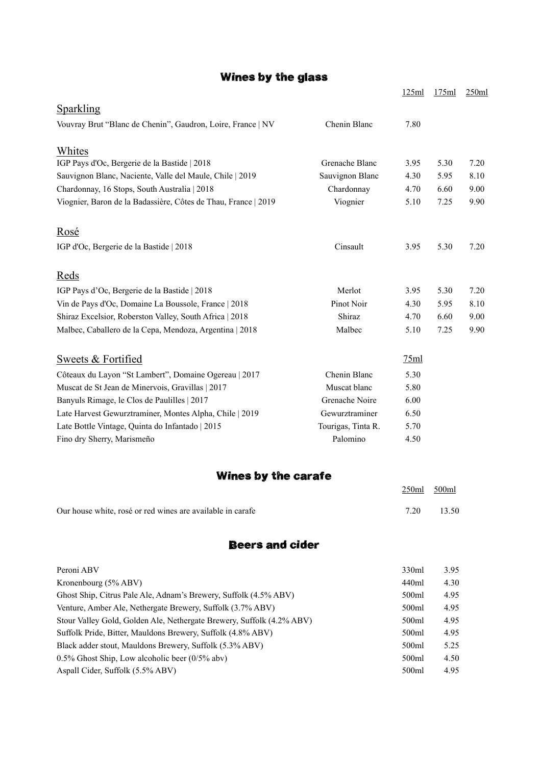## Wines by the glass

| | | 125ml | 175ml | 250ml |
|---|---|---|---|---|
| **Sparkling** | | | | |
| Vouvray Brut "Blanc de Chenin", Gaudron, Loire, France \| NV | Chenin Blanc | 7.80 | | |
| **Whites** | | | | |
| IGP Pays d'Oc, Bergerie de la Bastide \| 2018 | Grenache Blanc | 3.95 | 5.30 | 7.20 |
| Sauvignon Blanc, Naciente, Valle del Maule, Chile \| 2019 | Sauvignon Blanc | 4.30 | 5.95 | 8.10 |
| Chardonnay, 16 Stops, South Australia \| 2018 | Chardonnay | 4.70 | 6.60 | 9.00 |
| Viognier, Baron de la Badassière, Côtes de Thau, France \| 2019 | Viognier | 5.10 | 7.25 | 9.90 |
| **Rosé** | | | | |
| IGP d'Oc, Bergerie de la Bastide \| 2018 | Cinsault | 3.95 | 5.30 | 7.20 |
| **Reds** | | | | |
| IGP Pays d'Oc, Bergerie de la Bastide \| 2018 | Merlot | 3.95 | 5.30 | 7.20 |
| Vin de Pays d'Oc, Domaine La Boussole, France \| 2018 | Pinot Noir | 4.30 | 5.95 | 8.10 |
| Shiraz Excelsior, Roberston Valley, South Africa \| 2018 | Shiraz | 4.70 | 6.60 | 9.00 |
| Malbec, Caballero de la Cepa, Mendoza, Argentina \| 2018 | Malbec | 5.10 | 7.25 | 9.90 |

| Sweets & Fortified | | 75ml |
|---|---|---|
| Côteaux du Layon "St Lambert", Domaine Ogereau \| 2017 | Chenin Blanc | 5.30 |
| Muscat de St Jean de Minervois, Gravillas \| 2017 | Muscat blanc | 5.80 |
| Banyuls Rimage, le Clos de Paulilles \| 2017 | Grenache Noire | 6.00 |
| Late Harvest Gewurztraminer, Montes Alpha, Chile \| 2019 | Gewurztraminer | 6.50 |
| Late Bottle Vintage, Quinta do Infantado \| 2015 | Tourigas, Tinta R. | 5.70 |
| Fino dry Sherry, Marismeño | Palomino | 4.50 |

## Wines by the carafe

| | 250ml | 500ml |
|---|---|---|
| Our house white, rosé or red wines are available in carafe | 7.20 | 13.50 |

## Beers and cider

| | | |
|---|---|---|
| Peroni ABV | 330ml | 3.95 |
| Kronenbourg (5% ABV) | 440ml | 4.30 |
| Ghost Ship, Citrus Pale Ale, Adnam's Brewery, Suffolk (4.5% ABV) | 500ml | 4.95 |
| Venture, Amber Ale, Nethergate Brewery, Suffolk (3.7% ABV) | 500ml | 4.95 |
| Stour Valley Gold, Golden Ale, Nethergate Brewery, Suffolk (4.2% ABV) | 500ml | 4.95 |
| Suffolk Pride, Bitter, Mauldons Brewery, Suffolk (4.8% ABV) | 500ml | 4.95 |
| Black adder stout, Mauldons Brewery, Suffolk (5.3% ABV) | 500ml | 5.25 |
| 0.5% Ghost Ship, Low alcoholic beer (0/5% abv) | 500ml | 4.50 |
| Aspall Cider, Suffolk (5.5% ABV) | 500ml | 4.95 |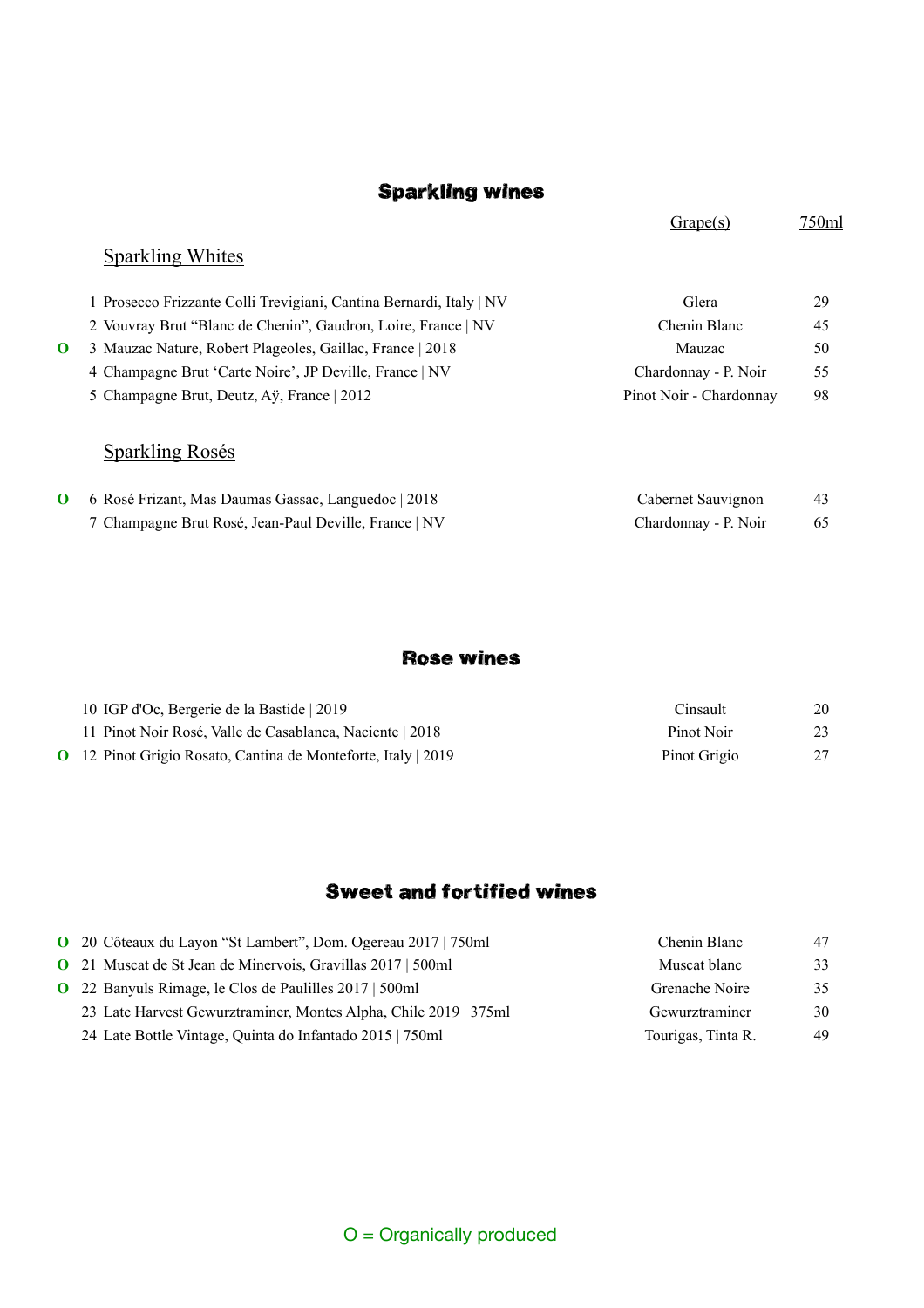## Sparkling wines

### Sparkling Whites

| | # | Wine | Grape(s) | 750ml |
|---|---|---|---|---|
| | 1 | Prosecco Frizzante Colli Trevigiani, Cantina Bernardi, Italy \| NV | Glera | 29 |
| | 2 | Vouvray Brut "Blanc de Chenin", Gaudron, Loire, France \| NV | Chenin Blanc | 45 |
| O | 3 | Mauzac Nature, Robert Plageoles, Gaillac, France \| 2018 | Mauzac | 50 |
| | 4 | Champagne Brut 'Carte Noire', JP Deville, France \| NV | Chardonnay - P. Noir | 55 |
| | 5 | Champagne Brut, Deutz, Aÿ, France \| 2012 | Pinot Noir - Chardonnay | 98 |

### Sparkling Rosés

| | # | Wine | Grape(s) | 750ml |
|---|---|---|---|---|
| O | 6 | Rosé Frizant, Mas Daumas Gassac, Languedoc \| 2018 | Cabernet Sauvignon | 43 |
| | 7 | Champagne Brut Rosé, Jean-Paul Deville, France \| NV | Chardonnay - P. Noir | 65 |

## Rose wines

| | # | Wine | Grape(s) | 750ml |
|---|---|---|---|---|
| | 10 | IGP d'Oc, Bergerie de la Bastide \| 2019 | Cinsault | 20 |
| | 11 | Pinot Noir Rosé, Valle de Casablanca, Naciente \| 2018 | Pinot Noir | 23 |
| O | 12 | Pinot Grigio Rosato, Cantina de Monteforte, Italy \| 2019 | Pinot Grigio | 27 |

## Sweet and fortified wines

| | # | Wine | Grape(s) | Price |
|---|---|---|---|---|
| O | 20 | Côteaux du Layon "St Lambert", Dom. Ogereau 2017 \| 750ml | Chenin Blanc | 47 |
| O | 21 | Muscat de St Jean de Minervois, Gravillas 2017 \| 500ml | Muscat blanc | 33 |
| O | 22 | Banyuls Rimage, le Clos de Paulilles 2017 \| 500ml | Grenache Noire | 35 |
| | 23 | Late Harvest Gewurztraminer, Montes Alpha, Chile 2019 \| 375ml | Gewurztraminer | 30 |
| | 24 | Late Bottle Vintage, Quinta do Infantado 2015 \| 750ml | Tourigas, Tinta R. | 49 |

O = Organically produced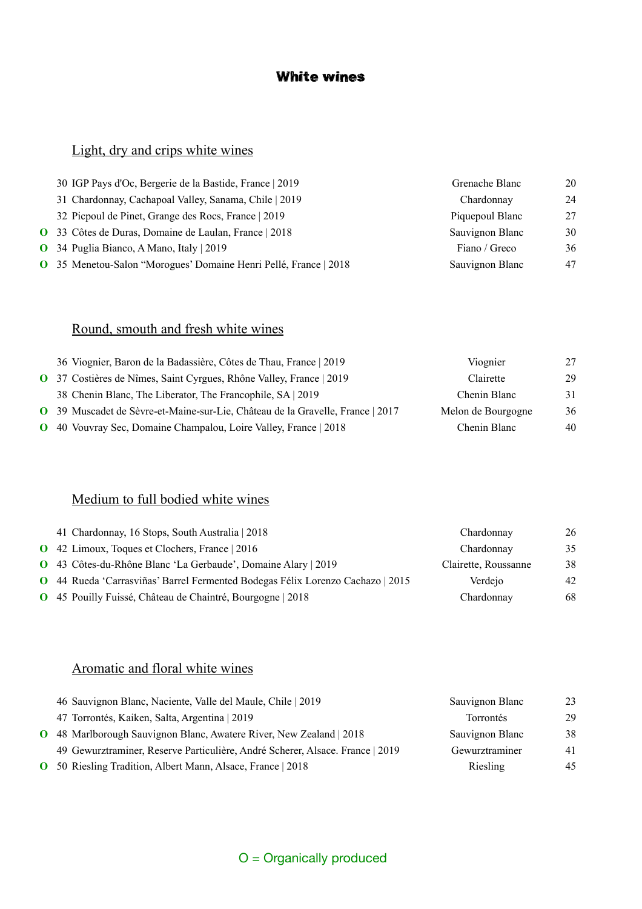# White wines

## Light, dry and crips white wines

| | | Wine | Grape | Price |
|---|---|---|---|---|
| | 30 | IGP Pays d'Oc, Bergerie de la Bastide, France \| 2019 | Grenache Blanc | 20 |
| | 31 | Chardonnay, Cachapoal Valley, Sanama, Chile \| 2019 | Chardonnay | 24 |
| | 32 | Picpoul de Pinet, Grange des Rocs, France \| 2019 | Piquepoul Blanc | 27 |
| O | 33 | Côtes de Duras, Domaine de Laulan, France \| 2018 | Sauvignon Blanc | 30 |
| O | 34 | Puglia Bianco, A Mano, Italy \| 2019 | Fiano / Greco | 36 |
| O | 35 | Menetou-Salon “Morogues’ Domaine Henri Pellé, France \| 2018 | Sauvignon Blanc | 47 |

## Round, smouth and fresh white wines

| | | Wine | Grape | Price |
|---|---|---|---|---|
| | 36 | Viognier, Baron de la Badassière, Côtes de Thau, France \| 2019 | Viognier | 27 |
| O | 37 | Costières de Nîmes, Saint Cyrgues, Rhône Valley, France \| 2019 | Clairette | 29 |
| | 38 | Chenin Blanc, The Liberator, The Francophile, SA \| 2019 | Chenin Blanc | 31 |
| O | 39 | Muscadet de Sèvre-et-Maine-sur-Lie, Château de la Gravelle, France \| 2017 | Melon de Bourgogne | 36 |
| O | 40 | Vouvray Sec, Domaine Champalou, Loire Valley, France \| 2018 | Chenin Blanc | 40 |

## Medium to full bodied white wines

| | | Wine | Grape | Price |
|---|---|---|---|---|
| | 41 | Chardonnay, 16 Stops, South Australia \| 2018 | Chardonnay | 26 |
| O | 42 | Limoux, Toques et Clochers, France \| 2016 | Chardonnay | 35 |
| O | 43 | Côtes-du-Rhône Blanc ‘La Gerbaude’, Domaine Alary \| 2019 | Clairette, Roussanne | 38 |
| O | 44 | Rueda ‘Carrasviñas’ Barrel Fermented Bodegas Félix Lorenzo Cachazo \| 2015 | Verdejo | 42 |
| O | 45 | Pouilly Fuissé, Château de Chaintré, Bourgogne \| 2018 | Chardonnay | 68 |

## Aromatic and floral white wines

| | | Wine | Grape | Price |
|---|---|---|---|---|
| | 46 | Sauvignon Blanc, Naciente, Valle del Maule, Chile \| 2019 | Sauvignon Blanc | 23 |
| | 47 | Torrontés, Kaiken, Salta, Argentina \| 2019 | Torrontés | 29 |
| O | 48 | Marlborough Sauvignon Blanc, Awatere River, New Zealand \| 2018 | Sauvignon Blanc | 38 |
| | 49 | Gewurztraminer, Reserve Particulière, André Scherer, Alsace. France \| 2019 | Gewurztraminer | 41 |
| O | 50 | Riesling Tradition, Albert Mann, Alsace, France \| 2018 | Riesling | 45 |

O = Organically produced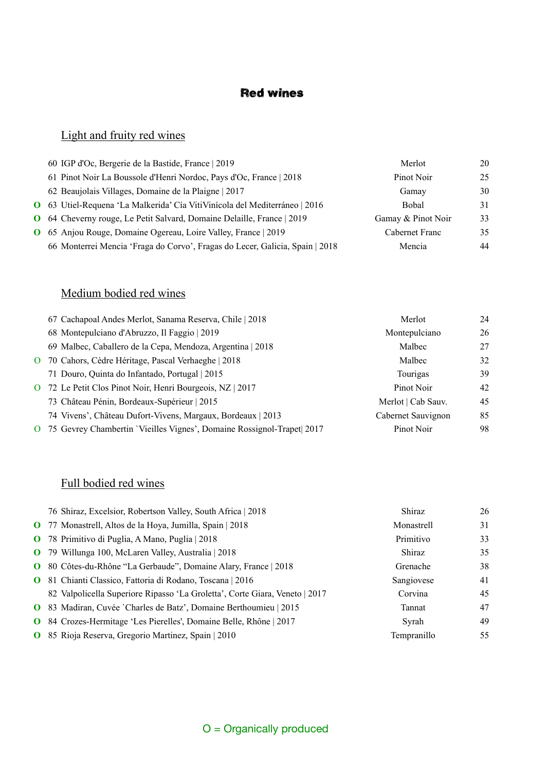# Red wines

## Light and fruity red wines

| | | | |
|---|---|---|---|
| | 60 IGP d'Oc, Bergerie de la Bastide, France \| 2019 | Merlot | 20 |
| | 61 Pinot Noir La Boussole d'Henri Nordoc, Pays d'Oc, France \| 2018 | Pinot Noir | 25 |
| | 62 Beaujolais Villages, Domaine de la Plaigne \| 2017 | Gamay | 30 |
| O | 63 Utiel-Requena 'La Malkerida' Cía VitiVinícola del Mediterráneo \| 2016 | Bobal | 31 |
| O | 64 Cheverny rouge, Le Petit Salvard, Domaine Delaille, France \| 2019 | Gamay & Pinot Noir | 33 |
| O | 65 Anjou Rouge, Domaine Ogereau, Loire Valley, France \| 2019 | Cabernet Franc | 35 |
| | 66 Monterrei Mencia 'Fraga do Corvo', Fragas do Lecer, Galicia, Spain \| 2018 | Mencia | 44 |

## Medium bodied red wines

| | | | |
|---|---|---|---|
| | 67 Cachapoal Andes Merlot, Sanama Reserva, Chile \| 2018 | Merlot | 24 |
| | 68 Montepulciano d'Abruzzo, Il Faggio \| 2019 | Montepulciano | 26 |
| | 69 Malbec, Caballero de la Cepa, Mendoza, Argentina \| 2018 | Malbec | 27 |
| O | 70 Cahors, Cèdre Héritage, Pascal Verhaeghe \| 2018 | Malbec | 32 |
| | 71 Douro, Quinta do Infantado, Portugal \| 2015 | Tourigas | 39 |
| O | 72 Le Petit Clos Pinot Noir, Henri Bourgeois, NZ \| 2017 | Pinot Noir | 42 |
| | 73 Château Pénin, Bordeaux-Supérieur \| 2015 | Merlot \| Cab Sauv. | 45 |
| | 74 Vivens', Château Dufort-Vivens, Margaux, Bordeaux \| 2013 | Cabernet Sauvignon | 85 |
| O | 75 Gevrey Chambertin `Vieilles Vignes', Domaine Rossignol-Trapet\| 2017 | Pinot Noir | 98 |

## Full bodied red wines

| | | | |
|---|---|---|---|
| | 76 Shiraz, Excelsior, Robertson Valley, South Africa \| 2018 | Shiraz | 26 |
| O | 77 Monastrell, Altos de la Hoya, Jumilla, Spain \| 2018 | Monastrell | 31 |
| O | 78 Primitivo di Puglia, A Mano, Puglia \| 2018 | Primitivo | 33 |
| O | 79 Willunga 100, McLaren Valley, Australia \| 2018 | Shiraz | 35 |
| O | 80 Côtes-du-Rhône "La Gerbaude", Domaine Alary, France \| 2018 | Grenache | 38 |
| O | 81 Chianti Classico, Fattoria di Rodano, Toscana \| 2016 | Sangiovese | 41 |
| | 82 Valpolicella Superiore Ripasso 'La Groletta', Corte Giara, Veneto \| 2017 | Corvina | 45 |
| O | 83 Madiran, Cuvée `Charles de Batz', Domaine Berthoumieu \| 2015 | Tannat | 47 |
| O | 84 Crozes-Hermitage 'Les Pierelles', Domaine Belle, Rhône \| 2017 | Syrah | 49 |
| O | 85 Rioja Reserva, Gregorio Martinez, Spain \| 2010 | Tempranillo | 55 |

O = Organically produced